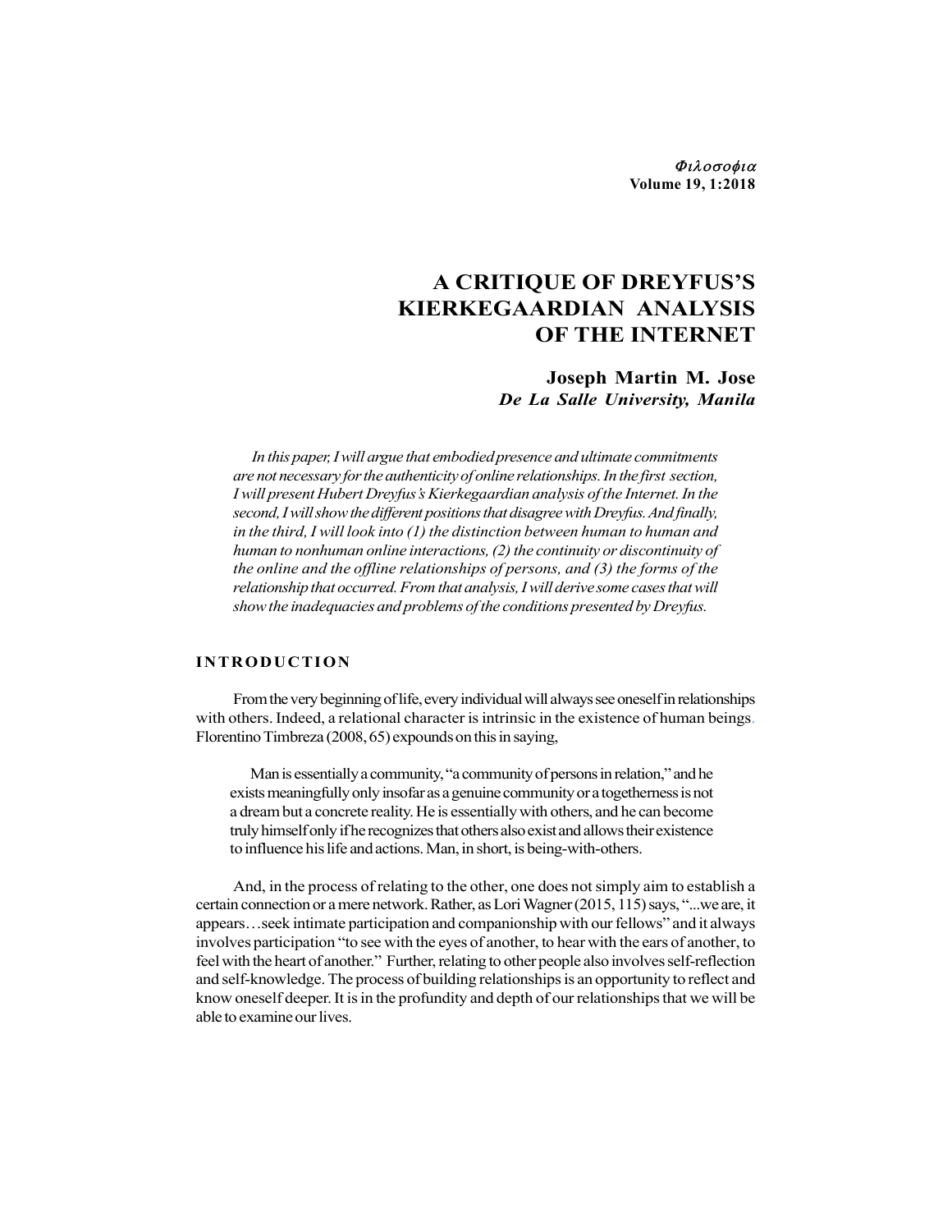# A CRITIQUE OF DREYFUS'S KIERKEGAARDIAN ANALYSIS OF THE INTERNET

**Joseph Martin M. Jose**
***De La Salle University, Manila***

*In this paper, I will argue that embodied presence and ultimate commitments are not necessary for the authenticity of online relationships. In the first section, I will present Hubert Dreyfus's Kierkegaardian analysis of the Internet. In the second, I will show the different positions that disagree with Dreyfus. And finally, in the third, I will look into (1) the distinction between human to human and human to nonhuman online interactions, (2) the continuity or discontinuity of the online and the offline relationships of persons, and (3) the forms of the relationship that occurred. From that analysis, I will derive some cases that will show the inadequacies and problems of the conditions presented by Dreyfus.*

## INTRODUCTION

From the very beginning of life, every individual will always see oneself in relationships with others. Indeed, a relational character is intrinsic in the existence of human beings. Florentino Timbreza (2008, 65) expounds on this in saying,

> Man is essentially a community, "a community of persons in relation," and he exists meaningfully only insofar as a genuine community or a togetherness is not a dream but a concrete reality. He is essentially with others, and he can become truly himself only if he recognizes that others also exist and allows their existence to influence his life and actions. Man, in short, is being-with-others.

And, in the process of relating to the other, one does not simply aim to establish a certain connection or a mere network. Rather, as Lori Wagner (2015, 115) says, "...we are, it appears…seek intimate participation and companionship with our fellows" and it always involves participation "to see with the eyes of another, to hear with the ears of another, to feel with the heart of another." Further, relating to other people also involves self-reflection and self-knowledge. The process of building relationships is an opportunity to reflect and know oneself deeper. It is in the profundity and depth of our relationships that we will be able to examine our lives.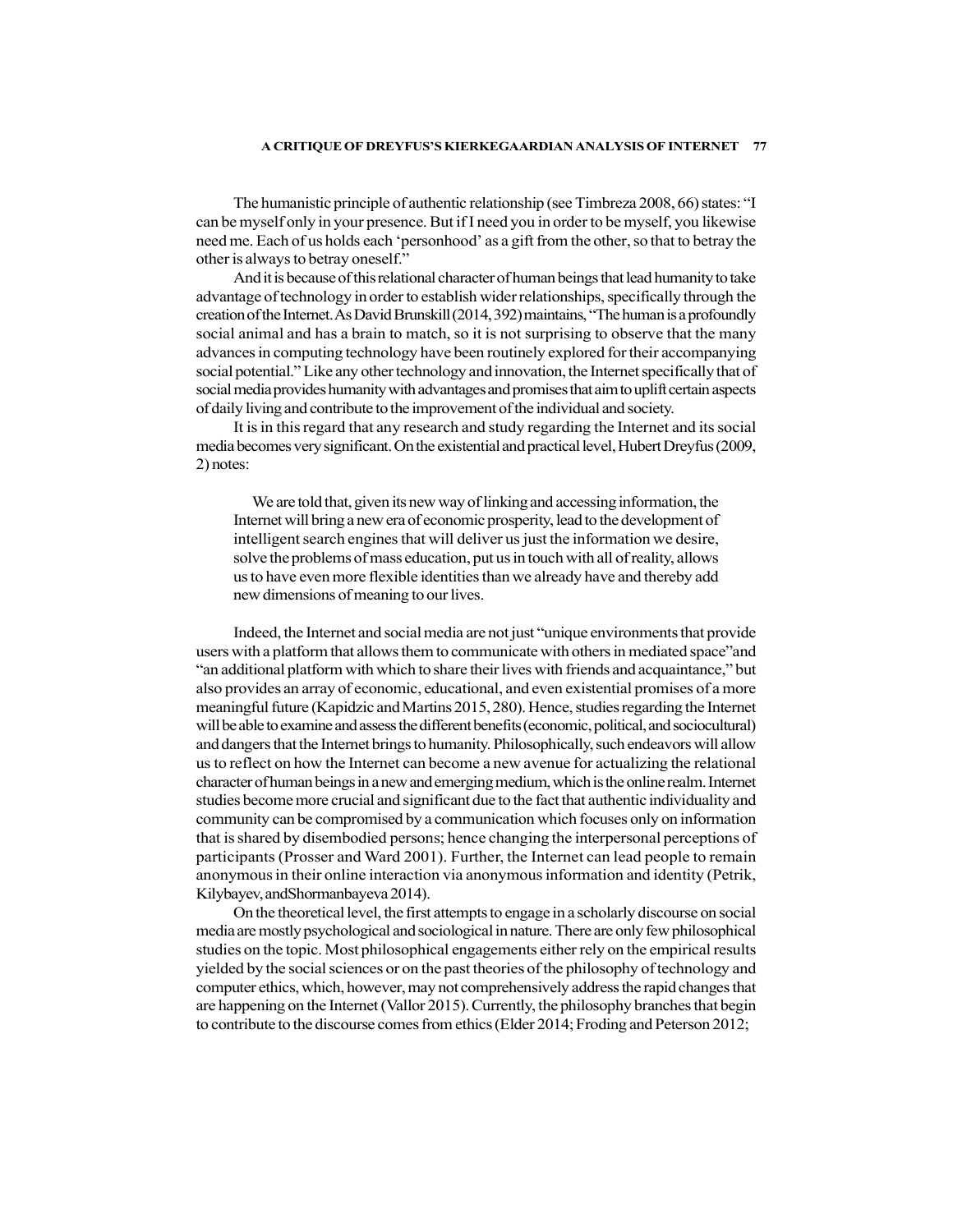The humanistic principle of authentic relationship (see Timbreza 2008, 66) states: "I can be myself only in your presence. But if I need you in order to be myself, you likewise need me. Each of us holds each 'personhood' as a gift from the other, so that to betray the other is always to betray oneself."

And it is because of this relational character of human beings that lead humanity to take advantage of technology in order to establish wider relationships, specifically through the creation of the Internet. As David Brunskill (2014, 392) maintains, "The human is a profoundly social animal and has a brain to match, so it is not surprising to observe that the many advances in computing technology have been routinely explored for their accompanying social potential." Like any other technology and innovation, the Internet specifically that of social media provides humanity with advantages and promises that aim to uplift certain aspects of daily living and contribute to the improvement of the individual and society.

It is in this regard that any research and study regarding the Internet and its social media becomes very significant. On the existential and practical level, Hubert Dreyfus (2009, 2) notes:

> We are told that, given its new way of linking and accessing information, the Internet will bring a new era of economic prosperity, lead to the development of intelligent search engines that will deliver us just the information we desire, solve the problems of mass education, put us in touch with all of reality, allows us to have even more flexible identities than we already have and thereby add new dimensions of meaning to our lives.

Indeed, the Internet and social media are not just "unique environments that provide users with a platform that allows them to communicate with others in mediated space"and "an additional platform with which to share their lives with friends and acquaintance," but also provides an array of economic, educational, and even existential promises of a more meaningful future (Kapidzic and Martins 2015, 280). Hence, studies regarding the Internet will be able to examine and assess the different benefits (economic, political, and sociocultural) and dangers that the Internet brings to humanity. Philosophically, such endeavors will allow us to reflect on how the Internet can become a new avenue for actualizing the relational character of human beings in a new and emerging medium, which is the online realm. Internet studies become more crucial and significant due to the fact that authentic individuality and community can be compromised by a communication which focuses only on information that is shared by disembodied persons; hence changing the interpersonal perceptions of participants (Prosser and Ward 2001). Further, the Internet can lead people to remain anonymous in their online interaction via anonymous information and identity (Petrik, Kilybayev, andShormanbayeva 2014).

On the theoretical level, the first attempts to engage in a scholarly discourse on social media are mostly psychological and sociological in nature. There are only few philosophical studies on the topic. Most philosophical engagements either rely on the empirical results yielded by the social sciences or on the past theories of the philosophy of technology and computer ethics, which, however, may not comprehensively address the rapid changes that are happening on the Internet (Vallor 2015). Currently, the philosophy branches that begin to contribute to the discourse comes from ethics (Elder 2014; Froding and Peterson 2012;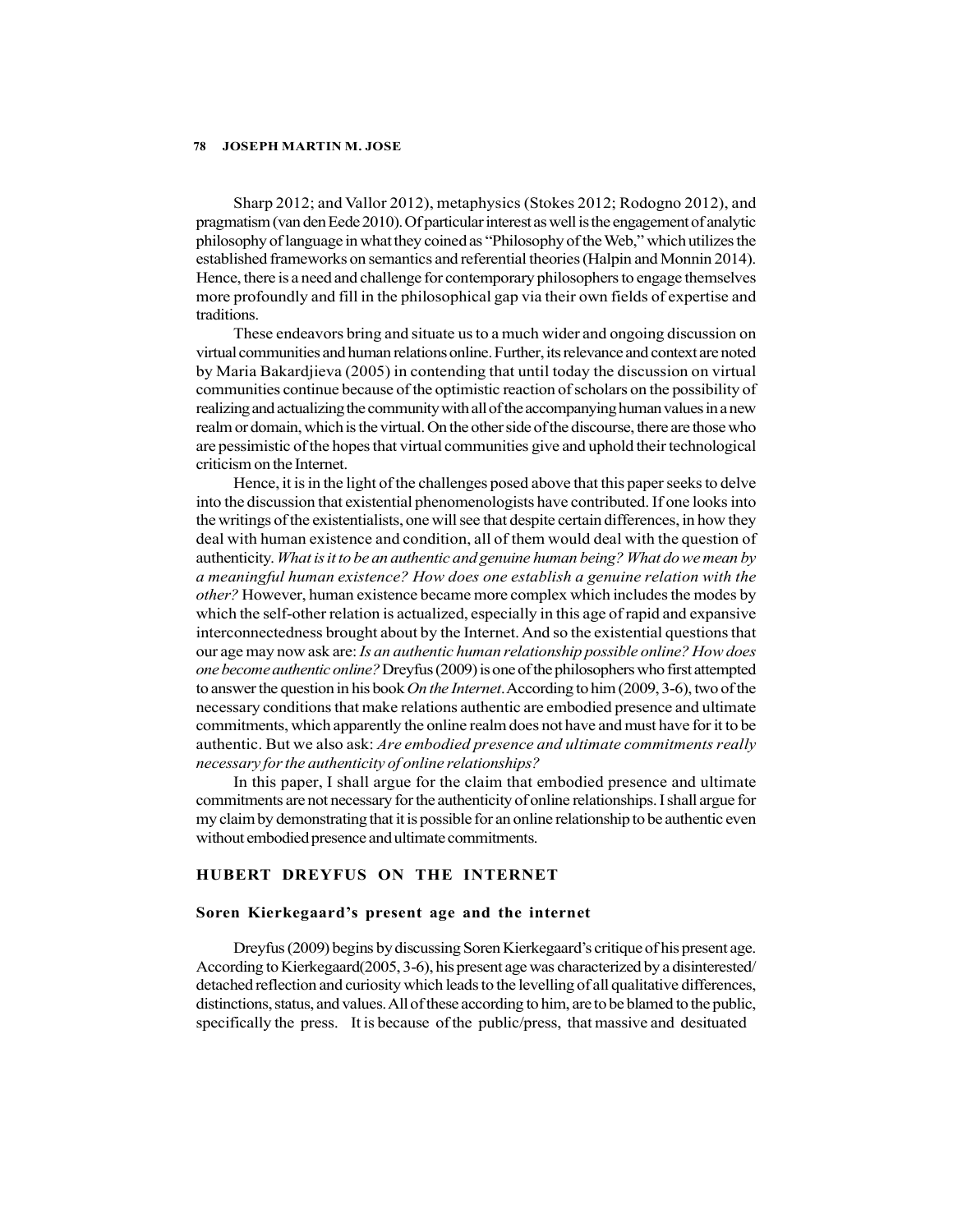Sharp 2012; and Vallor 2012), metaphysics (Stokes 2012; Rodogno 2012), and pragmatism (van den Eede 2010). Of particular interest as well is the engagement of analytic philosophy of language in what they coined as "Philosophy of the Web," which utilizes the established frameworks on semantics and referential theories (Halpin and Monnin 2014). Hence, there is a need and challenge for contemporary philosophers to engage themselves more profoundly and fill in the philosophical gap via their own fields of expertise and traditions.

These endeavors bring and situate us to a much wider and ongoing discussion on virtual communities and human relations online. Further, its relevance and context are noted by Maria Bakardjieva (2005) in contending that until today the discussion on virtual communities continue because of the optimistic reaction of scholars on the possibility of realizing and actualizing the community with all of the accompanying human values in a new realm or domain, which is the virtual. On the other side of the discourse, there are those who are pessimistic of the hopes that virtual communities give and uphold their technological criticism on the Internet.

Hence, it is in the light of the challenges posed above that this paper seeks to delve into the discussion that existential phenomenologists have contributed. If one looks into the writings of the existentialists, one will see that despite certain differences, in how they deal with human existence and condition, all of them would deal with the question of authenticity. *What is it to be an authentic and genuine human being? What do we mean by a meaningful human existence? How does one establish a genuine relation with the other?* However, human existence became more complex which includes the modes by which the self-other relation is actualized, especially in this age of rapid and expansive interconnectedness brought about by the Internet. And so the existential questions that our age may now ask are: *Is an authentic human relationship possible online? How does one become authentic online?* Dreyfus (2009) is one of the philosophers who first attempted to answer the question in his book *On the Internet*. According to him (2009, 3-6), two of the necessary conditions that make relations authentic are embodied presence and ultimate commitments, which apparently the online realm does not have and must have for it to be authentic. But we also ask: *Are embodied presence and ultimate commitments really necessary for the authenticity of online relationships?*

In this paper, I shall argue for the claim that embodied presence and ultimate commitments are not necessary for the authenticity of online relationships. I shall argue for my claim by demonstrating that it is possible for an online relationship to be authentic even without embodied presence and ultimate commitments.

## HUBERT DREYFUS ON THE INTERNET

### Soren Kierkegaard's present age and the internet

Dreyfus (2009) begins by discussing Soren Kierkegaard's critique of his present age. According to Kierkegaard(2005, 3-6), his present age was characterized by a disinterested/detached reflection and curiosity which leads to the levelling of all qualitative differences, distinctions, status, and values. All of these according to him, are to be blamed to the public, specifically the press. It is because of the public/press, that massive and desituated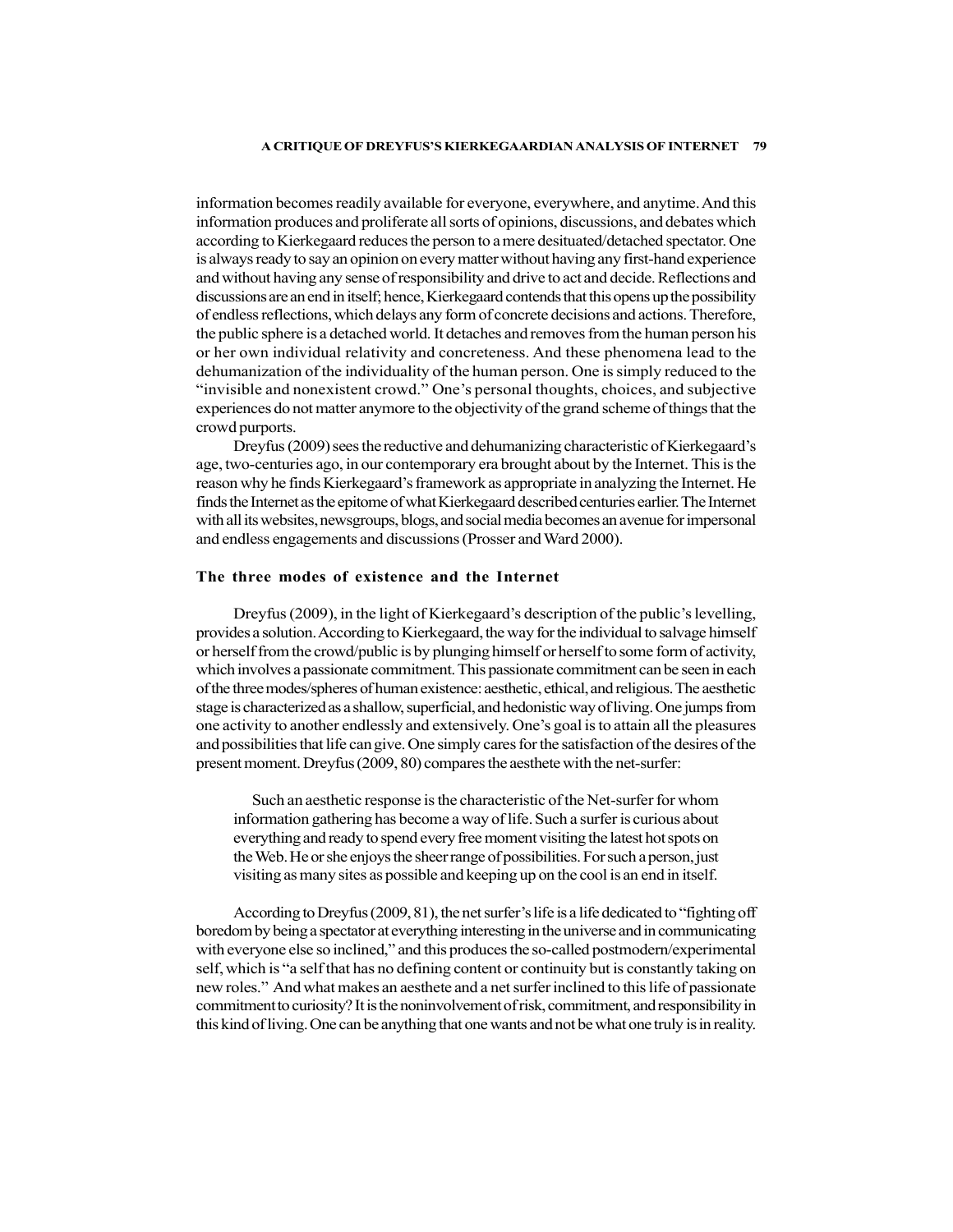information becomes readily available for everyone, everywhere, and anytime. And this information produces and proliferate all sorts of opinions, discussions, and debates which according to Kierkegaard reduces the person to a mere desituated/detached spectator. One is always ready to say an opinion on every matter without having any first-hand experience and without having any sense of responsibility and drive to act and decide. Reflections and discussions are an end in itself; hence, Kierkegaard contends that this opens up the possibility of endless reflections, which delays any form of concrete decisions and actions. Therefore, the public sphere is a detached world. It detaches and removes from the human person his or her own individual relativity and concreteness. And these phenomena lead to the dehumanization of the individuality of the human person. One is simply reduced to the "invisible and nonexistent crowd." One's personal thoughts, choices, and subjective experiences do not matter anymore to the objectivity of the grand scheme of things that the crowd purports.

Dreyfus (2009) sees the reductive and dehumanizing characteristic of Kierkegaard's age, two-centuries ago, in our contemporary era brought about by the Internet. This is the reason why he finds Kierkegaard's framework as appropriate in analyzing the Internet. He finds the Internet as the epitome of what Kierkegaard described centuries earlier. The Internet with all its websites, newsgroups, blogs, and social media becomes an avenue for impersonal and endless engagements and discussions (Prosser and Ward 2000).

### The three modes of existence and the Internet

Dreyfus (2009), in the light of Kierkegaard's description of the public's levelling, provides a solution. According to Kierkegaard, the way for the individual to salvage himself or herself from the crowd/public is by plunging himself or herself to some form of activity, which involves a passionate commitment. This passionate commitment can be seen in each of the three modes/spheres of human existence: aesthetic, ethical, and religious. The aesthetic stage is characterized as a shallow, superficial, and hedonistic way of living. One jumps from one activity to another endlessly and extensively. One's goal is to attain all the pleasures and possibilities that life can give. One simply cares for the satisfaction of the desires of the present moment. Dreyfus (2009, 80) compares the aesthete with the net-surfer:

> Such an aesthetic response is the characteristic of the Net-surfer for whom information gathering has become a way of life. Such a surfer is curious about everything and ready to spend every free moment visiting the latest hot spots on the Web. He or she enjoys the sheer range of possibilities. For such a person, just visiting as many sites as possible and keeping up on the cool is an end in itself.

According to Dreyfus (2009, 81), the net surfer's life is a life dedicated to "fighting off boredom by being a spectator at everything interesting in the universe and in communicating with everyone else so inclined," and this produces the so-called postmodern/experimental self, which is "a self that has no defining content or continuity but is constantly taking on new roles." And what makes an aesthete and a net surfer inclined to this life of passionate commitment to curiosity? It is the noninvolvement of risk, commitment, and responsibility in this kind of living. One can be anything that one wants and not be what one truly is in reality.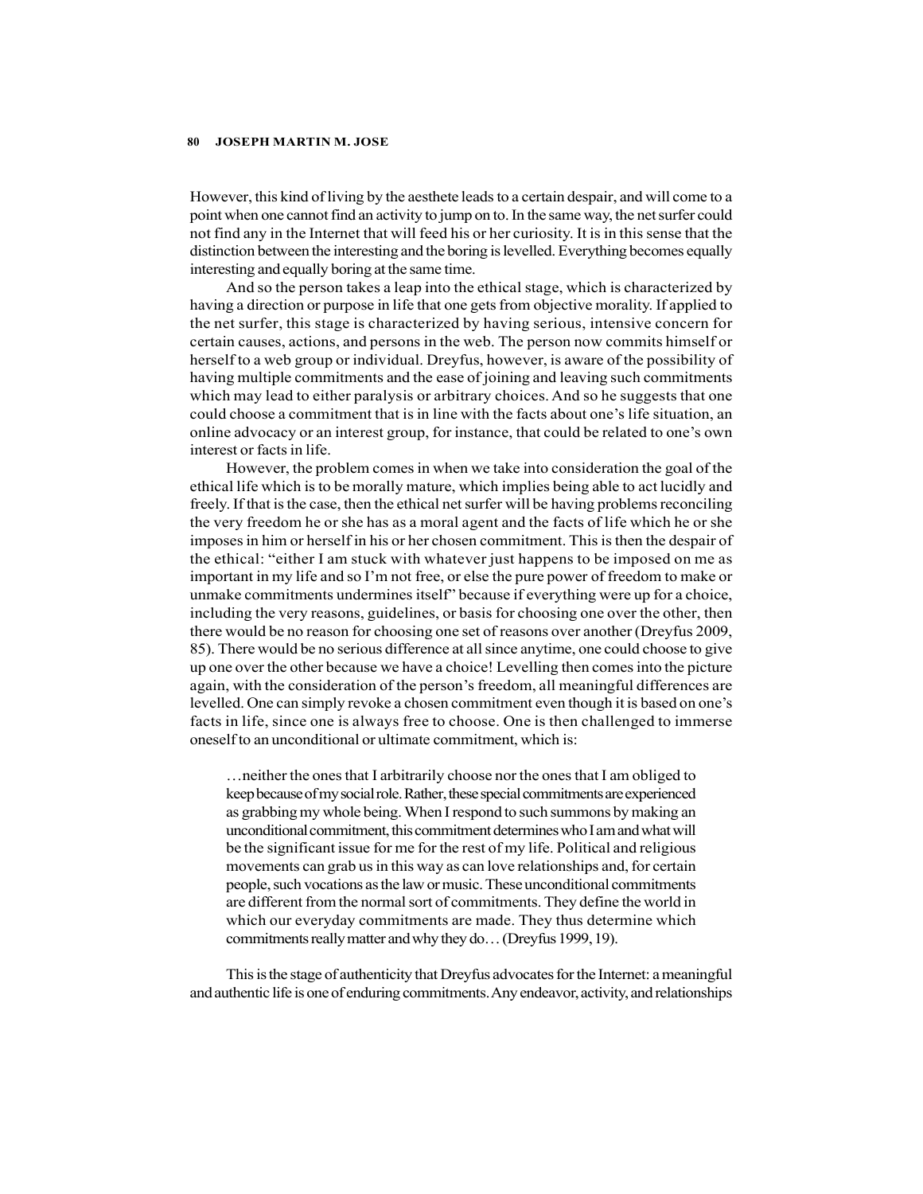However, this kind of living by the aesthete leads to a certain despair, and will come to a point when one cannot find an activity to jump on to. In the same way, the net surfer could not find any in the Internet that will feed his or her curiosity. It is in this sense that the distinction between the interesting and the boring is levelled. Everything becomes equally interesting and equally boring at the same time.

And so the person takes a leap into the ethical stage, which is characterized by having a direction or purpose in life that one gets from objective morality. If applied to the net surfer, this stage is characterized by having serious, intensive concern for certain causes, actions, and persons in the web. The person now commits himself or herself to a web group or individual. Dreyfus, however, is aware of the possibility of having multiple commitments and the ease of joining and leaving such commitments which may lead to either paralysis or arbitrary choices. And so he suggests that one could choose a commitment that is in line with the facts about one's life situation, an online advocacy or an interest group, for instance, that could be related to one's own interest or facts in life.

However, the problem comes in when we take into consideration the goal of the ethical life which is to be morally mature, which implies being able to act lucidly and freely. If that is the case, then the ethical net surfer will be having problems reconciling the very freedom he or she has as a moral agent and the facts of life which he or she imposes in him or herself in his or her chosen commitment. This is then the despair of the ethical: "either I am stuck with whatever just happens to be imposed on me as important in my life and so I'm not free, or else the pure power of freedom to make or unmake commitments undermines itself" because if everything were up for a choice, including the very reasons, guidelines, or basis for choosing one over the other, then there would be no reason for choosing one set of reasons over another (Dreyfus 2009, 85). There would be no serious difference at all since anytime, one could choose to give up one over the other because we have a choice! Levelling then comes into the picture again, with the consideration of the person's freedom, all meaningful differences are levelled. One can simply revoke a chosen commitment even though it is based on one's facts in life, since one is always free to choose. One is then challenged to immerse oneself to an unconditional or ultimate commitment, which is:

> …neither the ones that I arbitrarily choose nor the ones that I am obliged to keep because of my social role. Rather, these special commitments are experienced as grabbing my whole being. When I respond to such summons by making an unconditional commitment, this commitment determines who I am and what will be the significant issue for me for the rest of my life. Political and religious movements can grab us in this way as can love relationships and, for certain people, such vocations as the law or music. These unconditional commitments are different from the normal sort of commitments. They define the world in which our everyday commitments are made. They thus determine which commitments really matter and why they do… (Dreyfus 1999, 19).

This is the stage of authenticity that Dreyfus advocates for the Internet: a meaningful and authentic life is one of enduring commitments. Any endeavor, activity, and relationships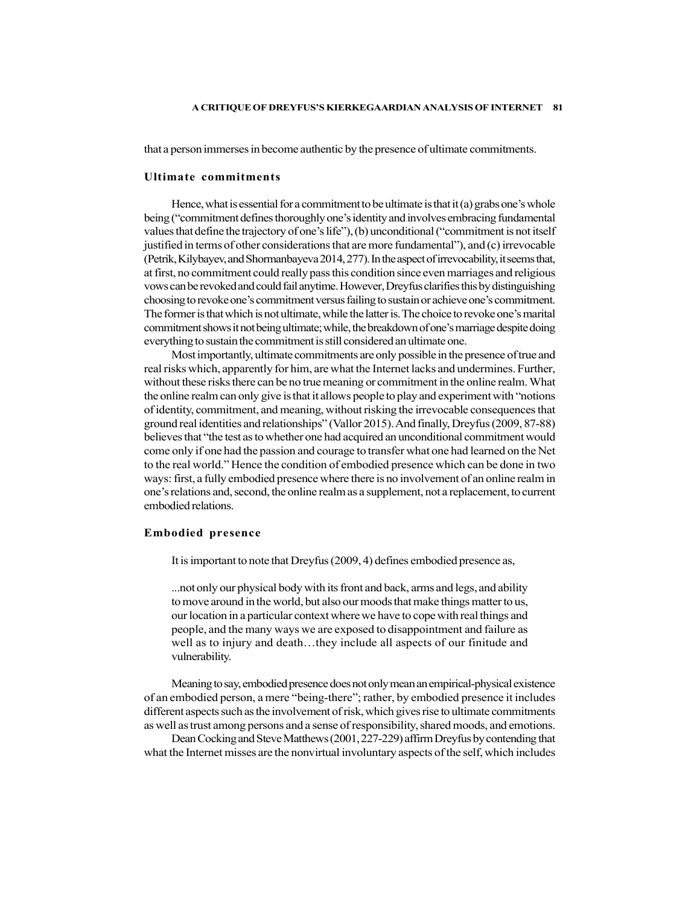that a person immerses in become authentic by the presence of ultimate commitments.

### Ultimate commitments

Hence, what is essential for a commitment to be ultimate is that it (a) grabs one's whole being ("commitment defines thoroughly one's identity and involves embracing fundamental values that define the trajectory of one's life"), (b) unconditional ("commitment is not itself justified in terms of other considerations that are more fundamental"), and (c) irrevocable (Petrik, Kilybayev, and Shormanbayeva 2014, 277). In the aspect of irrevocability, it seems that, at first, no commitment could really pass this condition since even marriages and religious vows can be revoked and could fail anytime. However, Dreyfus clarifies this by distinguishing choosing to revoke one's commitment versus failing to sustain or achieve one's commitment. The former is that which is not ultimate, while the latter is. The choice to revoke one's marital commitment shows it not being ultimate; while, the breakdown of one's marriage despite doing everything to sustain the commitment is still considered an ultimate one.

Most importantly, ultimate commitments are only possible in the presence of true and real risks which, apparently for him, are what the Internet lacks and undermines. Further, without these risks there can be no true meaning or commitment in the online realm. What the online realm can only give is that it allows people to play and experiment with "notions of identity, commitment, and meaning, without risking the irrevocable consequences that ground real identities and relationships" (Vallor 2015). And finally, Dreyfus (2009, 87-88) believes that "the test as to whether one had acquired an unconditional commitment would come only if one had the passion and courage to transfer what one had learned on the Net to the real world." Hence the condition of embodied presence which can be done in two ways: first, a fully embodied presence where there is no involvement of an online realm in one's relations and, second, the online realm as a supplement, not a replacement, to current embodied relations.

### Embodied presence

It is important to note that Dreyfus (2009, 4) defines embodied presence as,

> ...not only our physical body with its front and back, arms and legs, and ability to move around in the world, but also our moods that make things matter to us, our location in a particular context where we have to cope with real things and people, and the many ways we are exposed to disappointment and failure as well as to injury and death…they include all aspects of our finitude and vulnerability.

Meaning to say, embodied presence does not only mean an empirical-physical existence of an embodied person, a mere "being-there"; rather, by embodied presence it includes different aspects such as the involvement of risk, which gives rise to ultimate commitments as well as trust among persons and a sense of responsibility, shared moods, and emotions.

Dean Cocking and Steve Matthews (2001, 227-229) affirm Dreyfus by contending that what the Internet misses are the nonvirtual involuntary aspects of the self, which includes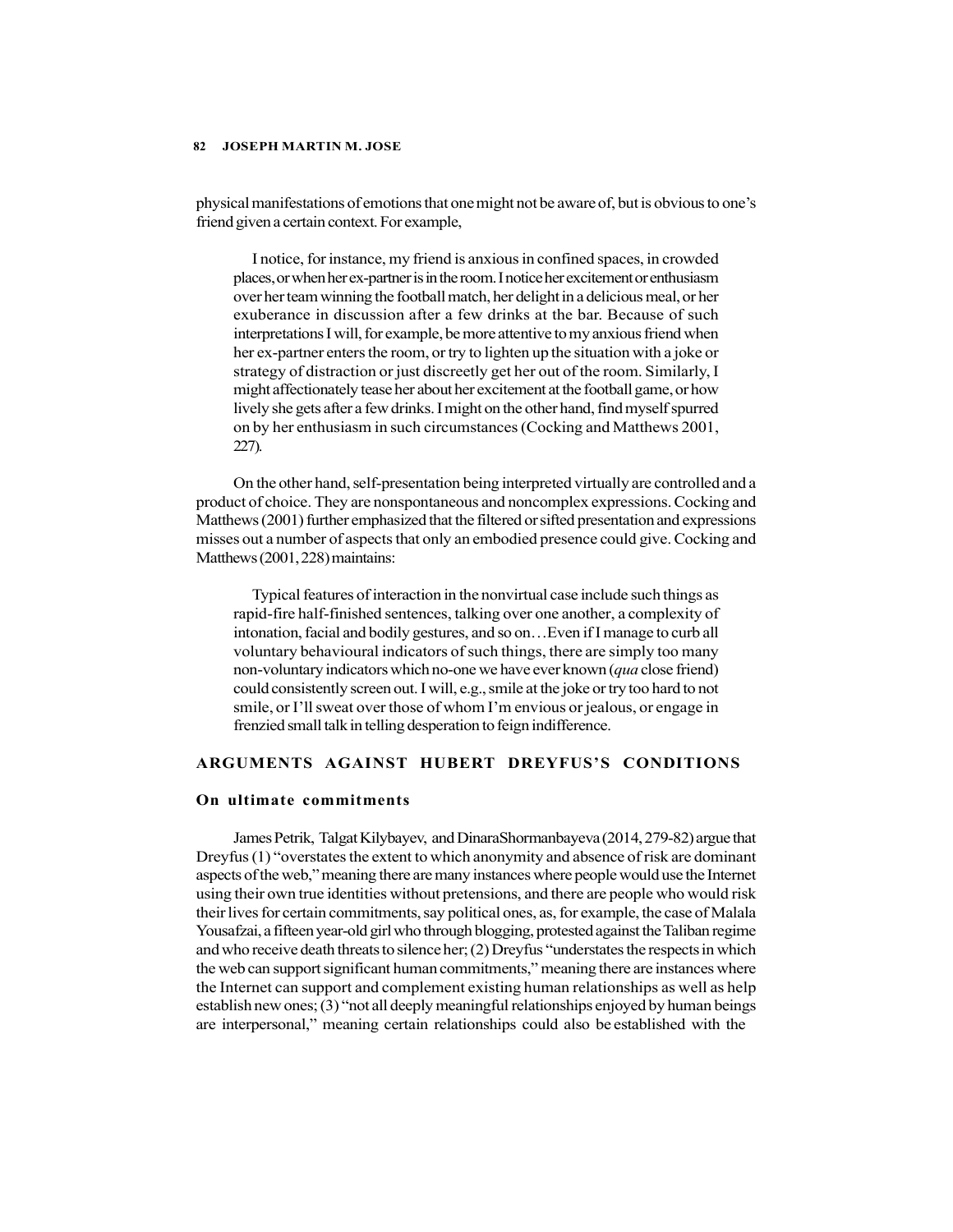physical manifestations of emotions that one might not be aware of, but is obvious to one's friend given a certain context. For example,

> I notice, for instance, my friend is anxious in confined spaces, in crowded places, or when her ex-partner is in the room. I notice her excitement or enthusiasm over her team winning the football match, her delight in a delicious meal, or her exuberance in discussion after a few drinks at the bar. Because of such interpretations I will, for example, be more attentive to my anxious friend when her ex-partner enters the room, or try to lighten up the situation with a joke or strategy of distraction or just discreetly get her out of the room. Similarly, I might affectionately tease her about her excitement at the football game, or how lively she gets after a few drinks. I might on the other hand, find myself spurred on by her enthusiasm in such circumstances (Cocking and Matthews 2001, 227).

On the other hand, self-presentation being interpreted virtually are controlled and a product of choice. They are nonspontaneous and noncomplex expressions. Cocking and Matthews (2001) further emphasized that the filtered or sifted presentation and expressions misses out a number of aspects that only an embodied presence could give. Cocking and Matthews (2001, 228) maintains:

> Typical features of interaction in the nonvirtual case include such things as rapid-fire half-finished sentences, talking over one another, a complexity of intonation, facial and bodily gestures, and so on…Even if I manage to curb all voluntary behavioural indicators of such things, there are simply too many non-voluntary indicators which no-one we have ever known (*qua* close friend) could consistently screen out. I will, e.g., smile at the joke or try too hard to not smile, or I'll sweat over those of whom I'm envious or jealous, or engage in frenzied small talk in telling desperation to feign indifference.

## ARGUMENTS AGAINST HUBERT DREYFUS'S CONDITIONS

### On ultimate commitments

James Petrik, Talgat Kilybayev, and DinaraShormanbayeva (2014, 279-82) argue that Dreyfus (1) "overstates the extent to which anonymity and absence of risk are dominant aspects of the web," meaning there are many instances where people would use the Internet using their own true identities without pretensions, and there are people who would risk their lives for certain commitments, say political ones, as, for example, the case of Malala Yousafzai, a fifteen year-old girl who through blogging, protested against the Taliban regime and who receive death threats to silence her; (2) Dreyfus "understates the respects in which the web can support significant human commitments," meaning there are instances where the Internet can support and complement existing human relationships as well as help establish new ones; (3) "not all deeply meaningful relationships enjoyed by human beings are interpersonal," meaning certain relationships could also be established with the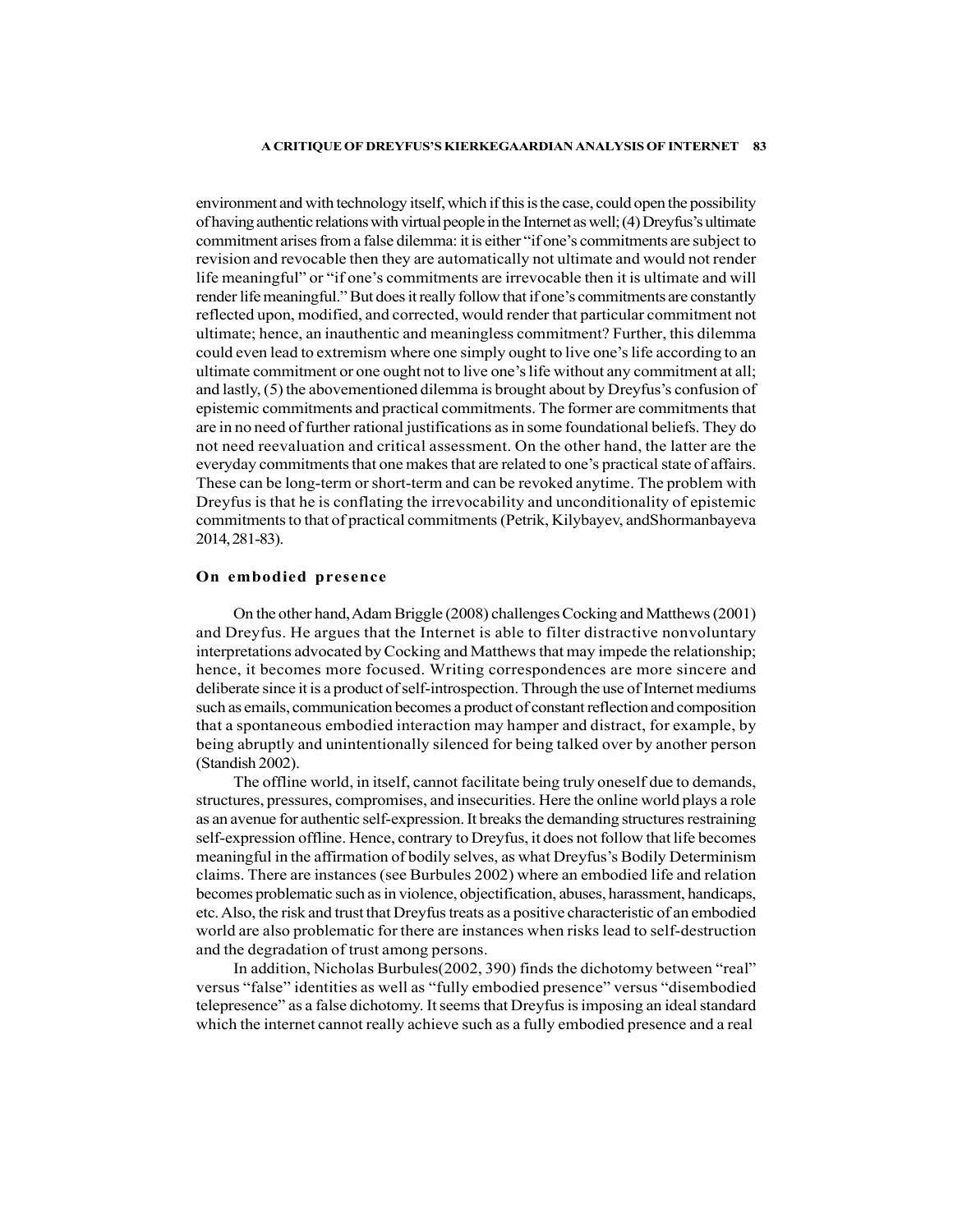environment and with technology itself, which if this is the case, could open the possibility of having authentic relations with virtual people in the Internet as well; (4) Dreyfus's ultimate commitment arises from a false dilemma: it is either "if one's commitments are subject to revision and revocable then they are automatically not ultimate and would not render life meaningful" or "if one's commitments are irrevocable then it is ultimate and will render life meaningful." But does it really follow that if one's commitments are constantly reflected upon, modified, and corrected, would render that particular commitment not ultimate; hence, an inauthentic and meaningless commitment? Further, this dilemma could even lead to extremism where one simply ought to live one's life according to an ultimate commitment or one ought not to live one's life without any commitment at all; and lastly, (5) the abovementioned dilemma is brought about by Dreyfus's confusion of epistemic commitments and practical commitments. The former are commitments that are in no need of further rational justifications as in some foundational beliefs. They do not need reevaluation and critical assessment. On the other hand, the latter are the everyday commitments that one makes that are related to one's practical state of affairs. These can be long-term or short-term and can be revoked anytime. The problem with Dreyfus is that he is conflating the irrevocability and unconditionality of epistemic commitments to that of practical commitments (Petrik, Kilybayev, andShormanbayeva 2014, 281-83).

## On embodied presence

On the other hand, Adam Briggle (2008) challenges Cocking and Matthews (2001) and Dreyfus. He argues that the Internet is able to filter distractive nonvoluntary interpretations advocated by Cocking and Matthews that may impede the relationship; hence, it becomes more focused. Writing correspondences are more sincere and deliberate since it is a product of self-introspection. Through the use of Internet mediums such as emails, communication becomes a product of constant reflection and composition that a spontaneous embodied interaction may hamper and distract, for example, by being abruptly and unintentionally silenced for being talked over by another person (Standish 2002).

The offline world, in itself, cannot facilitate being truly oneself due to demands, structures, pressures, compromises, and insecurities. Here the online world plays a role as an avenue for authentic self-expression. It breaks the demanding structures restraining self-expression offline. Hence, contrary to Dreyfus, it does not follow that life becomes meaningful in the affirmation of bodily selves, as what Dreyfus's Bodily Determinism claims. There are instances (see Burbules 2002) where an embodied life and relation becomes problematic such as in violence, objectification, abuses, harassment, handicaps, etc. Also, the risk and trust that Dreyfus treats as a positive characteristic of an embodied world are also problematic for there are instances when risks lead to self-destruction and the degradation of trust among persons.

In addition, Nicholas Burbules(2002, 390) finds the dichotomy between "real" versus "false" identities as well as "fully embodied presence" versus "disembodied telepresence" as a false dichotomy. It seems that Dreyfus is imposing an ideal standard which the internet cannot really achieve such as a fully embodied presence and a real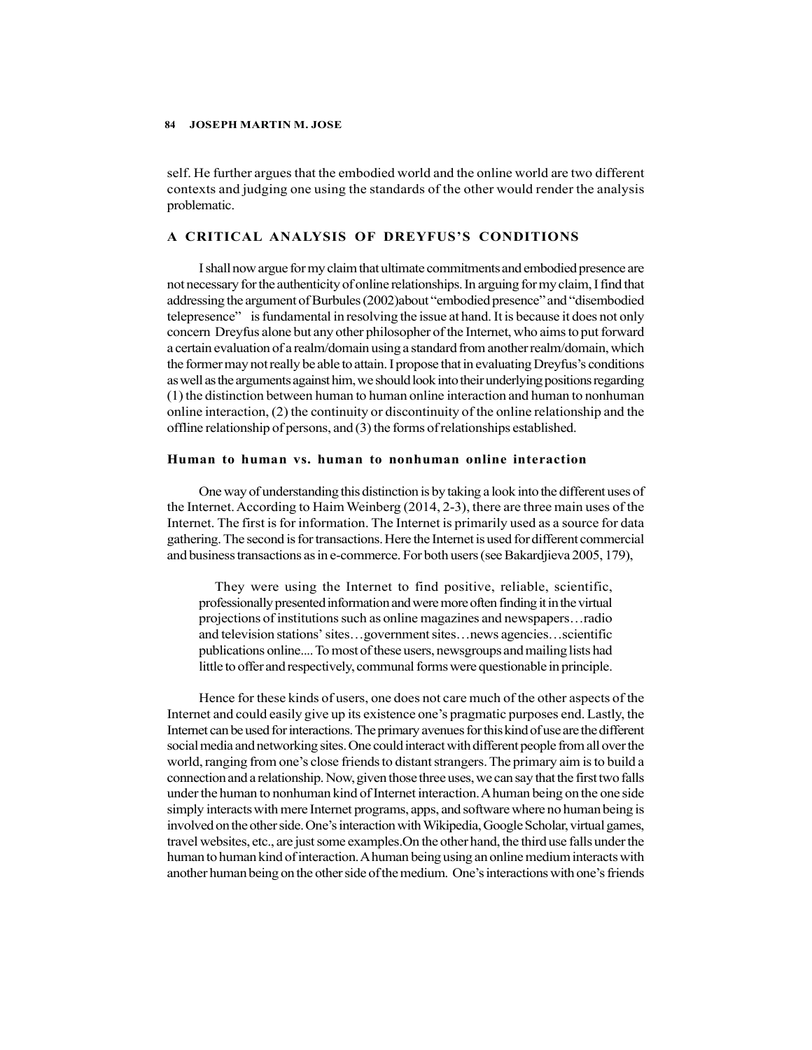self. He further argues that the embodied world and the online world are two different contexts and judging one using the standards of the other would render the analysis problematic.

## A CRITICAL ANALYSIS OF DREYFUS'S CONDITIONS

I shall now argue for my claim that ultimate commitments and embodied presence are not necessary for the authenticity of online relationships. In arguing for my claim, I find that addressing the argument of Burbules (2002)about "embodied presence" and "disembodied telepresence" is fundamental in resolving the issue at hand. It is because it does not only concern Dreyfus alone but any other philosopher of the Internet, who aims to put forward a certain evaluation of a realm/domain using a standard from another realm/domain, which the former may not really be able to attain. I propose that in evaluating Dreyfus's conditions as well as the arguments against him, we should look into their underlying positions regarding (1) the distinction between human to human online interaction and human to nonhuman online interaction, (2) the continuity or discontinuity of the online relationship and the offline relationship of persons, and (3) the forms of relationships established.

### Human to human vs. human to nonhuman online interaction

One way of understanding this distinction is by taking a look into the different uses of the Internet. According to Haim Weinberg (2014, 2-3), there are three main uses of the Internet. The first is for information. The Internet is primarily used as a source for data gathering. The second is for transactions. Here the Internet is used for different commercial and business transactions as in e-commerce. For both users (see Bakardjieva 2005, 179),

> They were using the Internet to find positive, reliable, scientific, professionally presented information and were more often finding it in the virtual projections of institutions such as online magazines and newspapers…radio and television stations' sites…government sites…news agencies…scientific publications online.... To most of these users, newsgroups and mailing lists had little to offer and respectively, communal forms were questionable in principle.

Hence for these kinds of users, one does not care much of the other aspects of the Internet and could easily give up its existence one's pragmatic purposes end. Lastly, the Internet can be used for interactions. The primary avenues for this kind of use are the different social media and networking sites. One could interact with different people from all over the world, ranging from one's close friends to distant strangers. The primary aim is to build a connection and a relationship. Now, given those three uses, we can say that the first two falls under the human to nonhuman kind of Internet interaction. A human being on the one side simply interacts with mere Internet programs, apps, and software where no human being is involved on the other side. One's interaction with Wikipedia, Google Scholar, virtual games, travel websites, etc., are just some examples.On the other hand, the third use falls under the human to human kind of interaction. A human being using an online medium interacts with another human being on the other side of the medium. One's interactions with one's friends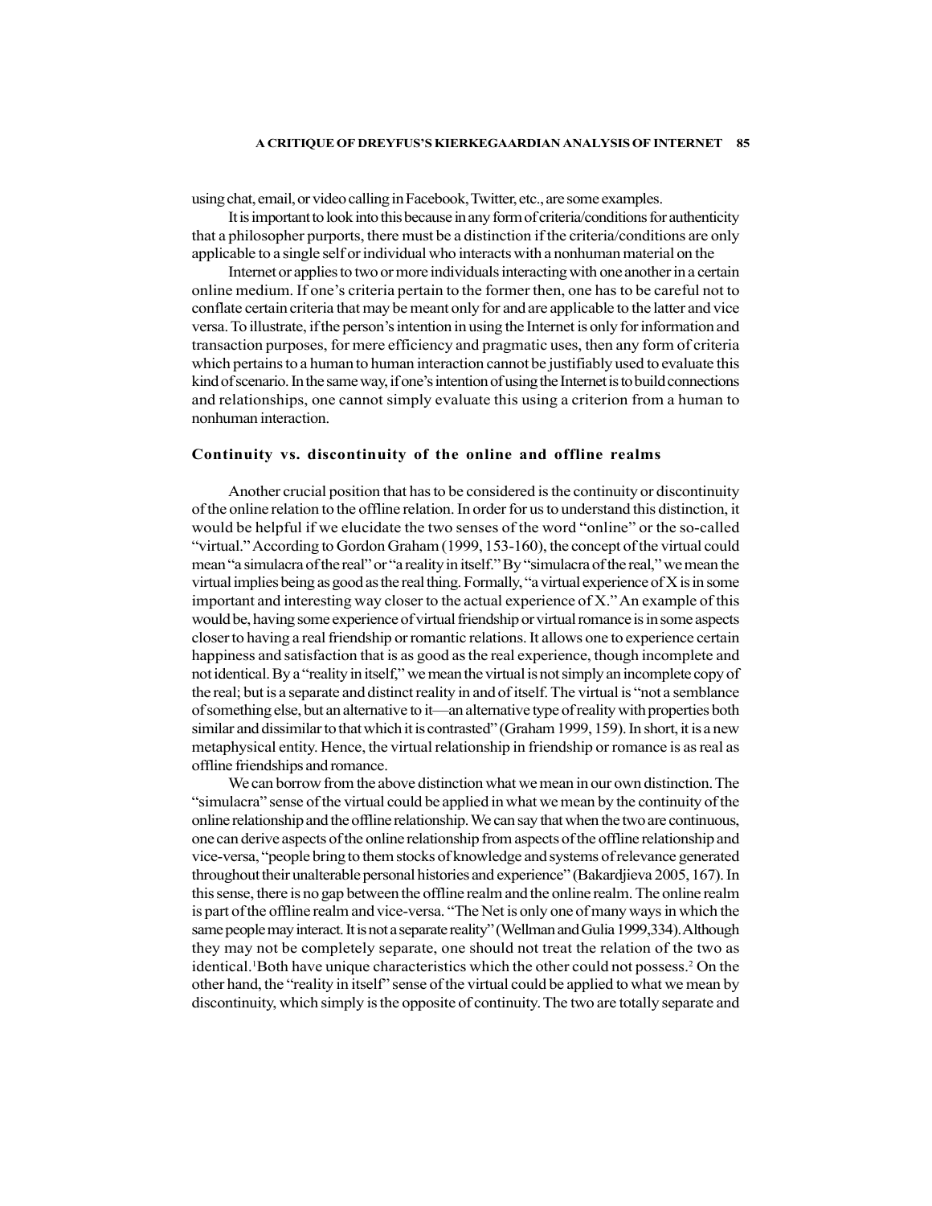using chat, email, or video calling in Facebook, Twitter, etc., are some examples.

It is important to look into this because in any form of criteria/conditions for authenticity that a philosopher purports, there must be a distinction if the criteria/conditions are only applicable to a single self or individual who interacts with a nonhuman material on the Internet or applies to two or more individuals interacting with one another in a certain online medium. If one's criteria pertain to the former then, one has to be careful not to conflate certain criteria that may be meant only for and are applicable to the latter and vice versa. To illustrate, if the person's intention in using the Internet is only for information and transaction purposes, for mere efficiency and pragmatic uses, then any form of criteria which pertains to a human to human interaction cannot be justifiably used to evaluate this kind of scenario. In the same way, if one's intention of using the Internet is to build connections and relationships, one cannot simply evaluate this using a criterion from a human to nonhuman interaction.

## Continuity vs. discontinuity of the online and offline realms

Another crucial position that has to be considered is the continuity or discontinuity of the online relation to the offline relation. In order for us to understand this distinction, it would be helpful if we elucidate the two senses of the word "online" or the so-called "virtual." According to Gordon Graham (1999, 153-160), the concept of the virtual could mean "a simulacra of the real" or "a reality in itself." By "simulacra of the real," we mean the virtual implies being as good as the real thing. Formally, "a virtual experience of X is in some important and interesting way closer to the actual experience of X." An example of this would be, having some experience of virtual friendship or virtual romance is in some aspects closer to having a real friendship or romantic relations. It allows one to experience certain happiness and satisfaction that is as good as the real experience, though incomplete and not identical. By a "reality in itself," we mean the virtual is not simply an incomplete copy of the real; but is a separate and distinct reality in and of itself. The virtual is "not a semblance of something else, but an alternative to it—an alternative type of reality with properties both similar and dissimilar to that which it is contrasted" (Graham 1999, 159). In short, it is a new metaphysical entity. Hence, the virtual relationship in friendship or romance is as real as offline friendships and romance.

We can borrow from the above distinction what we mean in our own distinction. The "simulacra" sense of the virtual could be applied in what we mean by the continuity of the online relationship and the offline relationship. We can say that when the two are continuous, one can derive aspects of the online relationship from aspects of the offline relationship and vice-versa, "people bring to them stocks of knowledge and systems of relevance generated throughout their unalterable personal histories and experience" (Bakardjieva 2005, 167). In this sense, there is no gap between the offline realm and the online realm. The online realm is part of the offline realm and vice-versa. "The Net is only one of many ways in which the same people may interact. It is not a separate reality" (Wellman and Gulia 1999,334). Although they may not be completely separate, one should not treat the relation of the two as identical.[1] Both have unique characteristics which the other could not possess.[2] On the other hand, the "reality in itself" sense of the virtual could be applied to what we mean by discontinuity, which simply is the opposite of continuity. The two are totally separate and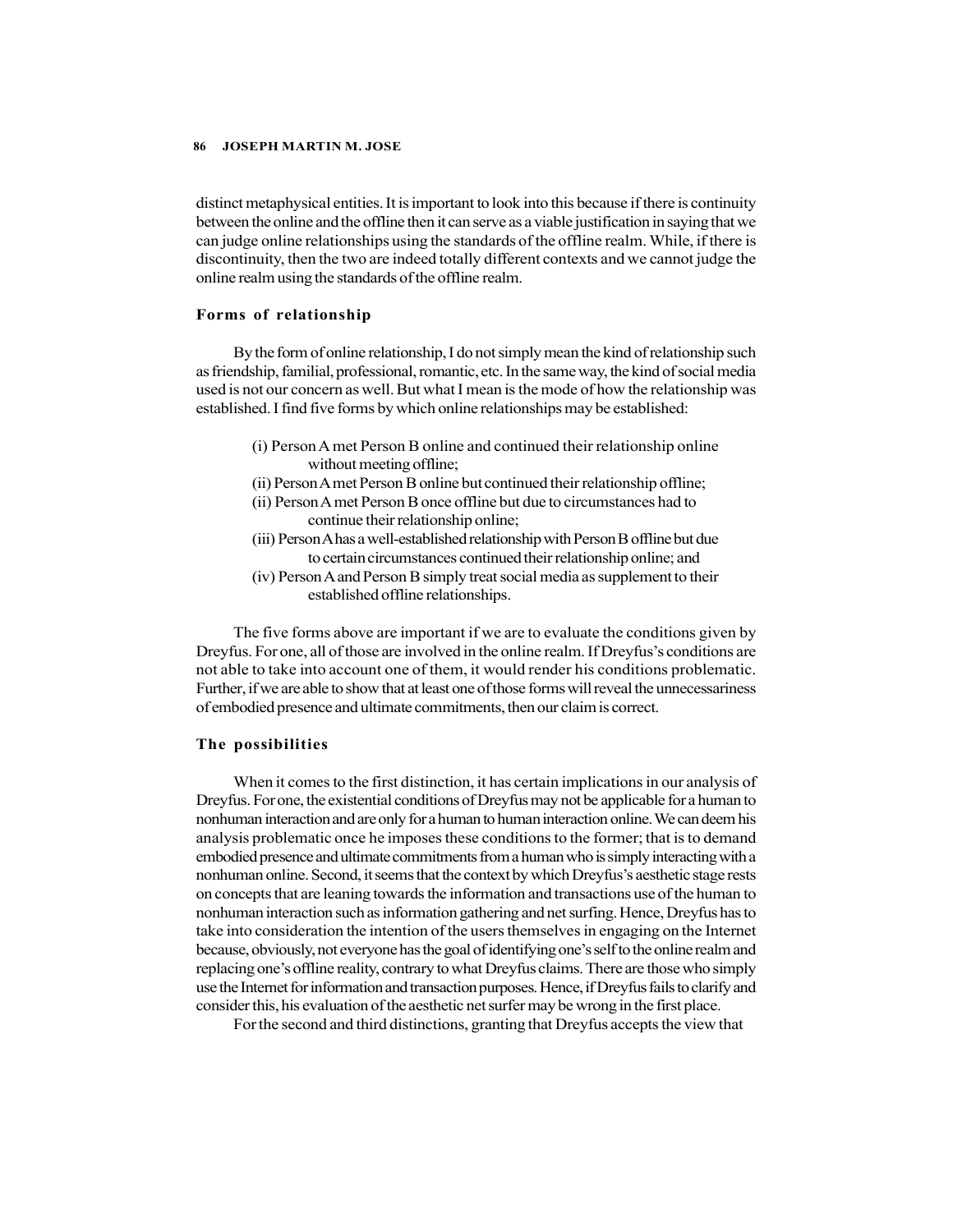distinct metaphysical entities. It is important to look into this because if there is continuity between the online and the offline then it can serve as a viable justification in saying that we can judge online relationships using the standards of the offline realm. While, if there is discontinuity, then the two are indeed totally different contexts and we cannot judge the online realm using the standards of the offline realm.

### Forms of relationship

By the form of online relationship, I do not simply mean the kind of relationship such as friendship, familial, professional, romantic, etc. In the same way, the kind of social media used is not our concern as well. But what I mean is the mode of how the relationship was established. I find five forms by which online relationships may be established:

(i) Person A met Person B online and continued their relationship online without meeting offline;
(ii) Person A met Person B online but continued their relationship offline;
(ii) Person A met Person B once offline but due to circumstances had to continue their relationship online;
(iii) Person A has a well-established relationship with Person B offline but due to certain circumstances continued their relationship online; and
(iv) Person A and Person B simply treat social media as supplement to their established offline relationships.

The five forms above are important if we are to evaluate the conditions given by Dreyfus. For one, all of those are involved in the online realm. If Dreyfus's conditions are not able to take into account one of them, it would render his conditions problematic. Further, if we are able to show that at least one of those forms will reveal the unnecessariness of embodied presence and ultimate commitments, then our claim is correct.

### The possibilities

When it comes to the first distinction, it has certain implications in our analysis of Dreyfus. For one, the existential conditions of Dreyfus may not be applicable for a human to nonhuman interaction and are only for a human to human interaction online. We can deem his analysis problematic once he imposes these conditions to the former; that is to demand embodied presence and ultimate commitments from a human who is simply interacting with a nonhuman online. Second, it seems that the context by which Dreyfus's aesthetic stage rests on concepts that are leaning towards the information and transactions use of the human to nonhuman interaction such as information gathering and net surfing. Hence, Dreyfus has to take into consideration the intention of the users themselves in engaging on the Internet because, obviously, not everyone has the goal of identifying one's self to the online realm and replacing one's offline reality, contrary to what Dreyfus claims. There are those who simply use the Internet for information and transaction purposes. Hence, if Dreyfus fails to clarify and consider this, his evaluation of the aesthetic net surfer may be wrong in the first place.

For the second and third distinctions, granting that Dreyfus accepts the view that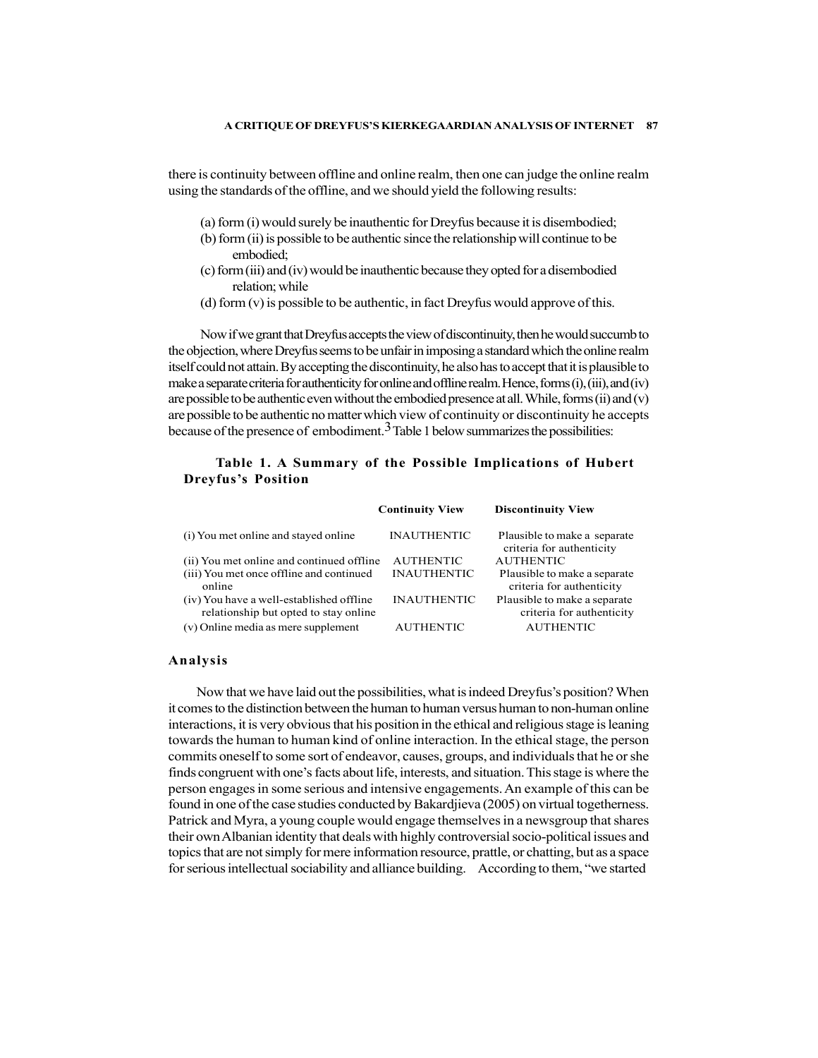there is continuity between offline and online realm, then one can judge the online realm using the standards of the offline, and we should yield the following results:

(a) form (i) would surely be inauthentic for Dreyfus because it is disembodied;
(b) form (ii) is possible to be authentic since the relationship will continue to be embodied;
(c) form (iii) and (iv) would be inauthentic because they opted for a disembodied relation; while
(d) form (v) is possible to be authentic, in fact Dreyfus would approve of this.

Now if we grant that Dreyfus accepts the view of discontinuity, then he would succumb to the objection, where Dreyfus seems to be unfair in imposing a standard which the online realm itself could not attain. By accepting the discontinuity, he also has to accept that it is plausible to make a separate criteria for authenticity for online and offline realm. Hence, forms (i), (iii), and (iv) are possible to be authentic even without the embodied presence at all. While, forms (ii) and (v) are possible to be authentic no matter which view of continuity or discontinuity he accepts because of the presence of embodiment.[3] Table 1 below summarizes the possibilities:

**Table 1. A Summary of the Possible Implications of Hubert Dreyfus's Position**

| | Continuity View | Discontinuity View |
|---|---|---|
| (i) You met online and stayed online | INAUTHENTIC | Plausible to make a separate criteria for authenticity |
| (ii) You met online and continued offline | AUTHENTIC | AUTHENTIC |
| (iii) You met once offline and continued online | INAUTHENTIC | Plausible to make a separate criteria for authenticity |
| (iv) You have a well-established offline relationship but opted to stay online | INAUTHENTIC | Plausible to make a separate criteria for authenticity |
| (v) Online media as mere supplement | AUTHENTIC | AUTHENTIC |

## Analysis

Now that we have laid out the possibilities, what is indeed Dreyfus's position? When it comes to the distinction between the human to human versus human to non-human online interactions, it is very obvious that his position in the ethical and religious stage is leaning towards the human to human kind of online interaction. In the ethical stage, the person commits oneself to some sort of endeavor, causes, groups, and individuals that he or she finds congruent with one's facts about life, interests, and situation. This stage is where the person engages in some serious and intensive engagements. An example of this can be found in one of the case studies conducted by Bakardjieva (2005) on virtual togetherness. Patrick and Myra, a young couple would engage themselves in a newsgroup that shares their own Albanian identity that deals with highly controversial socio-political issues and topics that are not simply for mere information resource, prattle, or chatting, but as a space for serious intellectual sociability and alliance building. According to them, "we started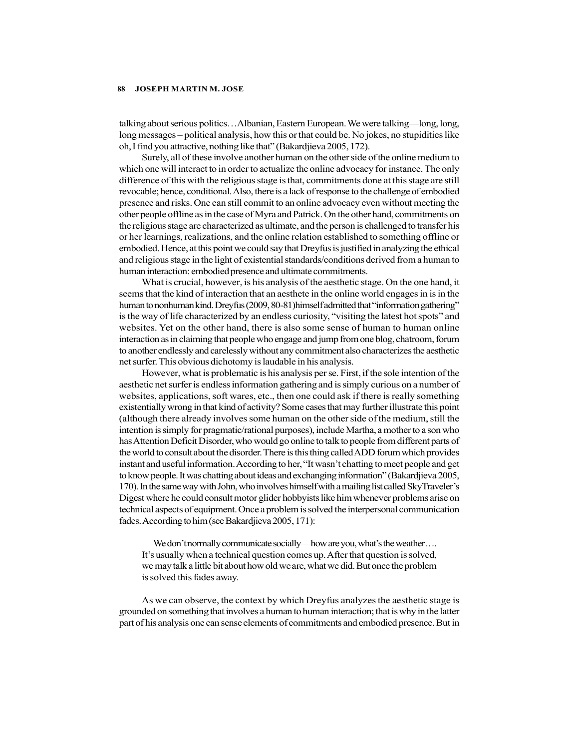talking about serious politics…Albanian, Eastern European. We were talking—long, long, long messages – political analysis, how this or that could be. No jokes, no stupidities like oh, I find you attractive, nothing like that" (Bakardjieva 2005, 172).

Surely, all of these involve another human on the other side of the online medium to which one will interact to in order to actualize the online advocacy for instance. The only difference of this with the religious stage is that, commitments done at this stage are still revocable; hence, conditional. Also, there is a lack of response to the challenge of embodied presence and risks. One can still commit to an online advocacy even without meeting the other people offline as in the case of Myra and Patrick. On the other hand, commitments on the religious stage are characterized as ultimate, and the person is challenged to transfer his or her learnings, realizations, and the online relation established to something offline or embodied. Hence, at this point we could say that Dreyfus is justified in analyzing the ethical and religious stage in the light of existential standards/conditions derived from a human to human interaction: embodied presence and ultimate commitments.

What is crucial, however, is his analysis of the aesthetic stage. On the one hand, it seems that the kind of interaction that an aesthete in the online world engages in is in the human to nonhuman kind. Dreyfus (2009, 80-81) himself admitted that "information gathering" is the way of life characterized by an endless curiosity, "visiting the latest hot spots" and websites. Yet on the other hand, there is also some sense of human to human online interaction as in claiming that people who engage and jump from one blog, chatroom, forum to another endlessly and carelessly without any commitment also characterizes the aesthetic net surfer. This obvious dichotomy is laudable in his analysis.

However, what is problematic is his analysis per se. First, if the sole intention of the aesthetic net surfer is endless information gathering and is simply curious on a number of websites, applications, soft wares, etc., then one could ask if there is really something existentially wrong in that kind of activity? Some cases that may further illustrate this point (although there already involves some human on the other side of the medium, still the intention is simply for pragmatic/rational purposes), include Martha, a mother to a son who has Attention Deficit Disorder, who would go online to talk to people from different parts of the world to consult about the disorder. There is this thing called ADD forum which provides instant and useful information. According to her, "It wasn't chatting to meet people and get to know people. It was chatting about ideas and exchanging information" (Bakardjieva 2005, 170). In the same way with John, who involves himself with a mailing list called SkyTraveler's Digest where he could consult motor glider hobbyists like him whenever problems arise on technical aspects of equipment. Once a problem is solved the interpersonal communication fades. According to him (see Bakardjieva 2005, 171):

> We don't normally communicate socially—how are you, what's the weather…. It's usually when a technical question comes up. After that question is solved, we may talk a little bit about how old we are, what we did. But once the problem is solved this fades away.

As we can observe, the context by which Dreyfus analyzes the aesthetic stage is grounded on something that involves a human to human interaction; that is why in the latter part of his analysis one can sense elements of commitments and embodied presence. But in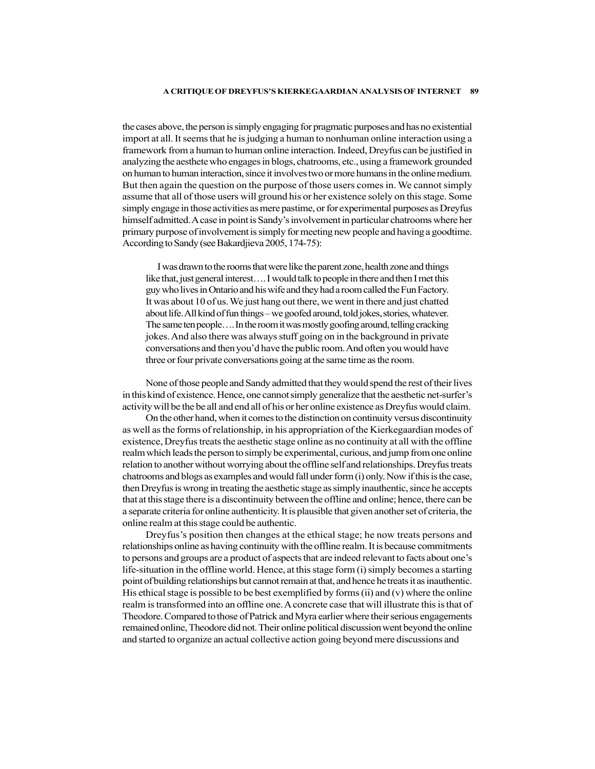the cases above, the person is simply engaging for pragmatic purposes and has no existential import at all. It seems that he is judging a human to nonhuman online interaction using a framework from a human to human online interaction. Indeed, Dreyfus can be justified in analyzing the aesthete who engages in blogs, chatrooms, etc., using a framework grounded on human to human interaction, since it involves two or more humans in the online medium. But then again the question on the purpose of those users comes in. We cannot simply assume that all of those users will ground his or her existence solely on this stage. Some simply engage in those activities as mere pastime, or for experimental purposes as Dreyfus himself admitted. A case in point is Sandy's involvement in particular chatrooms where her primary purpose of involvement is simply for meeting new people and having a goodtime. According to Sandy (see Bakardjieva 2005, 174-75):

> I was drawn to the rooms that were like the parent zone, health zone and things like that, just general interest…. I would talk to people in there and then I met this guy who lives in Ontario and his wife and they had a room called the Fun Factory. It was about 10 of us. We just hang out there, we went in there and just chatted about life. All kind of fun things – we goofed around, told jokes, stories, whatever. The same ten people…. In the room it was mostly goofing around, telling cracking jokes. And also there was always stuff going on in the background in private conversations and then you'd have the public room. And often you would have three or four private conversations going at the same time as the room.

None of those people and Sandy admitted that they would spend the rest of their lives in this kind of existence. Hence, one cannot simply generalize that the aesthetic net-surfer's activity will be the be all and end all of his or her online existence as Dreyfus would claim.

On the other hand, when it comes to the distinction on continuity versus discontinuity as well as the forms of relationship, in his appropriation of the Kierkegaardian modes of existence, Dreyfus treats the aesthetic stage online as no continuity at all with the offline realm which leads the person to simply be experimental, curious, and jump from one online relation to another without worrying about the offline self and relationships. Dreyfus treats chatrooms and blogs as examples and would fall under form (i) only. Now if this is the case, then Dreyfus is wrong in treating the aesthetic stage as simply inauthentic, since he accepts that at this stage there is a discontinuity between the offline and online; hence, there can be a separate criteria for online authenticity. It is plausible that given another set of criteria, the online realm at this stage could be authentic.

Dreyfus's position then changes at the ethical stage; he now treats persons and relationships online as having continuity with the offline realm. It is because commitments to persons and groups are a product of aspects that are indeed relevant to facts about one's life-situation in the offline world. Hence, at this stage form (i) simply becomes a starting point of building relationships but cannot remain at that, and hence he treats it as inauthentic. His ethical stage is possible to be best exemplified by forms (ii) and (v) where the online realm is transformed into an offline one. A concrete case that will illustrate this is that of Theodore. Compared to those of Patrick and Myra earlier where their serious engagements remained online, Theodore did not. Their online political discussion went beyond the online and started to organize an actual collective action going beyond mere discussions and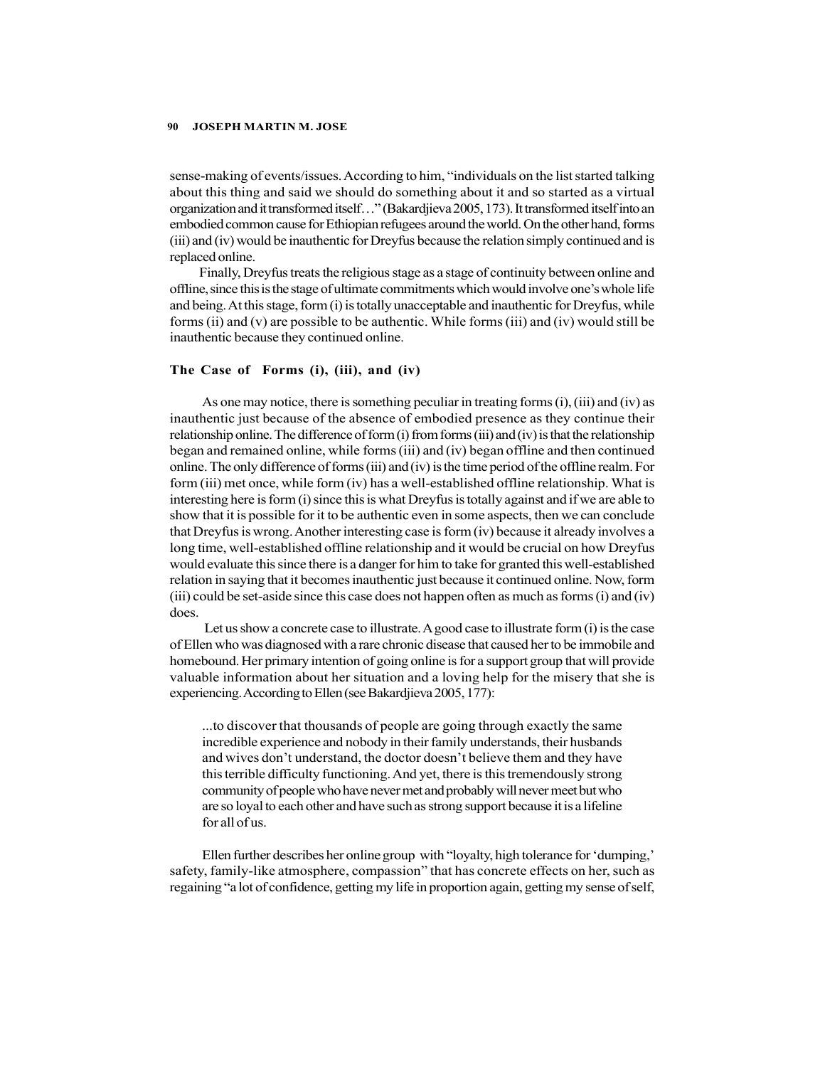sense-making of events/issues. According to him, "individuals on the list started talking about this thing and said we should do something about it and so started as a virtual organization and it transformed itself…" (Bakardjieva 2005, 173). It transformed itself into an embodied common cause for Ethiopian refugees around the world. On the other hand, forms (iii) and (iv) would be inauthentic for Dreyfus because the relation simply continued and is replaced online.

Finally, Dreyfus treats the religious stage as a stage of continuity between online and offline, since this is the stage of ultimate commitments which would involve one's whole life and being. At this stage, form (i) is totally unacceptable and inauthentic for Dreyfus, while forms (ii) and (v) are possible to be authentic. While forms (iii) and (iv) would still be inauthentic because they continued online.

### The Case of Forms (i), (iii), and (iv)

As one may notice, there is something peculiar in treating forms (i), (iii) and (iv) as inauthentic just because of the absence of embodied presence as they continue their relationship online. The difference of form (i) from forms (iii) and (iv) is that the relationship began and remained online, while forms (iii) and (iv) began offline and then continued online. The only difference of forms (iii) and (iv) is the time period of the offline realm. For form (iii) met once, while form (iv) has a well-established offline relationship. What is interesting here is form (i) since this is what Dreyfus is totally against and if we are able to show that it is possible for it to be authentic even in some aspects, then we can conclude that Dreyfus is wrong. Another interesting case is form (iv) because it already involves a long time, well-established offline relationship and it would be crucial on how Dreyfus would evaluate this since there is a danger for him to take for granted this well-established relation in saying that it becomes inauthentic just because it continued online. Now, form (iii) could be set-aside since this case does not happen often as much as forms (i) and (iv) does.

Let us show a concrete case to illustrate. A good case to illustrate form (i) is the case of Ellen who was diagnosed with a rare chronic disease that caused her to be immobile and homebound. Her primary intention of going online is for a support group that will provide valuable information about her situation and a loving help for the misery that she is experiencing. According to Ellen (see Bakardjieva 2005, 177):

> ...to discover that thousands of people are going through exactly the same incredible experience and nobody in their family understands, their husbands and wives don't understand, the doctor doesn't believe them and they have this terrible difficulty functioning. And yet, there is this tremendously strong community of people who have never met and probably will never meet but who are so loyal to each other and have such as strong support because it is a lifeline for all of us.

Ellen further describes her online group with "loyalty, high tolerance for 'dumping,' safety, family-like atmosphere, compassion" that has concrete effects on her, such as regaining "a lot of confidence, getting my life in proportion again, getting my sense of self,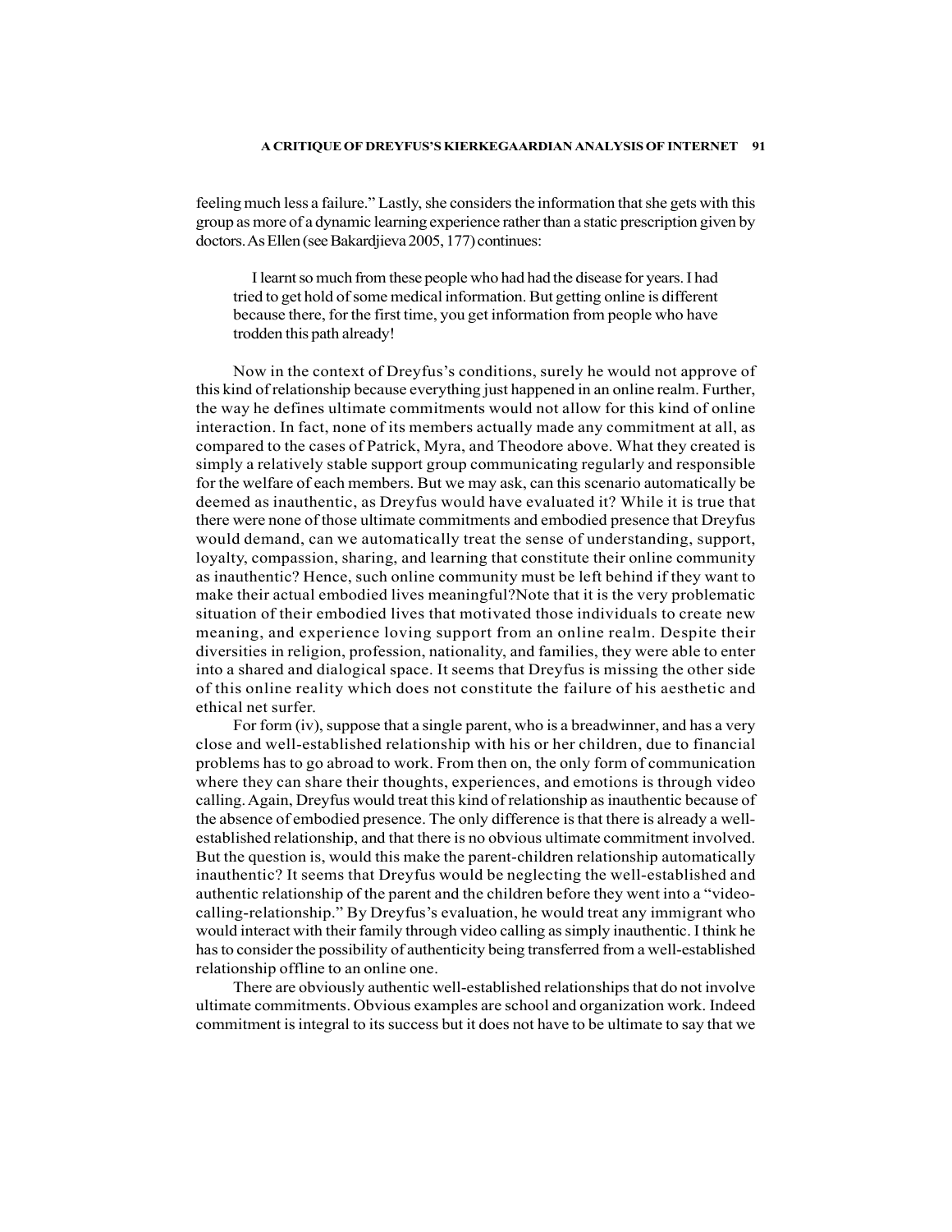feeling much less a failure." Lastly, she considers the information that she gets with this group as more of a dynamic learning experience rather than a static prescription given by doctors. As Ellen (see Bakardjieva 2005, 177) continues:

> I learnt so much from these people who had had the disease for years. I had tried to get hold of some medical information. But getting online is different because there, for the first time, you get information from people who have trodden this path already!

Now in the context of Dreyfus's conditions, surely he would not approve of this kind of relationship because everything just happened in an online realm. Further, the way he defines ultimate commitments would not allow for this kind of online interaction. In fact, none of its members actually made any commitment at all, as compared to the cases of Patrick, Myra, and Theodore above. What they created is simply a relatively stable support group communicating regularly and responsible for the welfare of each members. But we may ask, can this scenario automatically be deemed as inauthentic, as Dreyfus would have evaluated it? While it is true that there were none of those ultimate commitments and embodied presence that Dreyfus would demand, can we automatically treat the sense of understanding, support, loyalty, compassion, sharing, and learning that constitute their online community as inauthentic? Hence, such online community must be left behind if they want to make their actual embodied lives meaningful?Note that it is the very problematic situation of their embodied lives that motivated those individuals to create new meaning, and experience loving support from an online realm. Despite their diversities in religion, profession, nationality, and families, they were able to enter into a shared and dialogical space. It seems that Dreyfus is missing the other side of this online reality which does not constitute the failure of his aesthetic and ethical net surfer.

For form (iv), suppose that a single parent, who is a breadwinner, and has a very close and well-established relationship with his or her children, due to financial problems has to go abroad to work. From then on, the only form of communication where they can share their thoughts, experiences, and emotions is through video calling. Again, Dreyfus would treat this kind of relationship as inauthentic because of the absence of embodied presence. The only difference is that there is already a well-established relationship, and that there is no obvious ultimate commitment involved. But the question is, would this make the parent-children relationship automatically inauthentic? It seems that Dreyfus would be neglecting the well-established and authentic relationship of the parent and the children before they went into a "video-calling-relationship." By Dreyfus's evaluation, he would treat any immigrant who would interact with their family through video calling as simply inauthentic. I think he has to consider the possibility of authenticity being transferred from a well-established relationship offline to an online one.

There are obviously authentic well-established relationships that do not involve ultimate commitments. Obvious examples are school and organization work. Indeed commitment is integral to its success but it does not have to be ultimate to say that we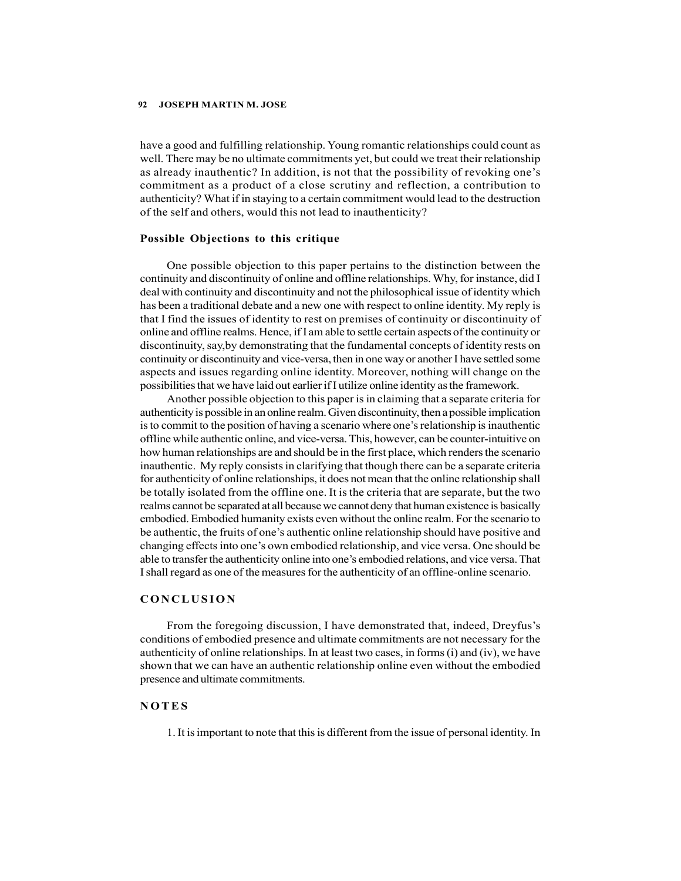have a good and fulfilling relationship. Young romantic relationships could count as well. There may be no ultimate commitments yet, but could we treat their relationship as already inauthentic? In addition, is not that the possibility of revoking one's commitment as a product of a close scrutiny and reflection, a contribution to authenticity? What if in staying to a certain commitment would lead to the destruction of the self and others, would this not lead to inauthenticity?

### Possible Objections to this critique

One possible objection to this paper pertains to the distinction between the continuity and discontinuity of online and offline relationships. Why, for instance, did I deal with continuity and discontinuity and not the philosophical issue of identity which has been a traditional debate and a new one with respect to online identity. My reply is that I find the issues of identity to rest on premises of continuity or discontinuity of online and offline realms. Hence, if I am able to settle certain aspects of the continuity or discontinuity, say,by demonstrating that the fundamental concepts of identity rests on continuity or discontinuity and vice-versa, then in one way or another I have settled some aspects and issues regarding online identity. Moreover, nothing will change on the possibilities that we have laid out earlier if I utilize online identity as the framework.

Another possible objection to this paper is in claiming that a separate criteria for authenticity is possible in an online realm. Given discontinuity, then a possible implication is to commit to the position of having a scenario where one's relationship is inauthentic offline while authentic online, and vice-versa. This, however, can be counter-intuitive on how human relationships are and should be in the first place, which renders the scenario inauthentic. My reply consists in clarifying that though there can be a separate criteria for authenticity of online relationships, it does not mean that the online relationship shall be totally isolated from the offline one. It is the criteria that are separate, but the two realms cannot be separated at all because we cannot deny that human existence is basically embodied. Embodied humanity exists even without the online realm. For the scenario to be authentic, the fruits of one's authentic online relationship should have positive and changing effects into one's own embodied relationship, and vice versa. One should be able to transfer the authenticity online into one's embodied relations, and vice versa. That I shall regard as one of the measures for the authenticity of an offline-online scenario.

## CONCLUSION

From the foregoing discussion, I have demonstrated that, indeed, Dreyfus's conditions of embodied presence and ultimate commitments are not necessary for the authenticity of online relationships. In at least two cases, in forms (i) and (iv), we have shown that we can have an authentic relationship online even without the embodied presence and ultimate commitments.

## NOTES

1. It is important to note that this is different from the issue of personal identity. In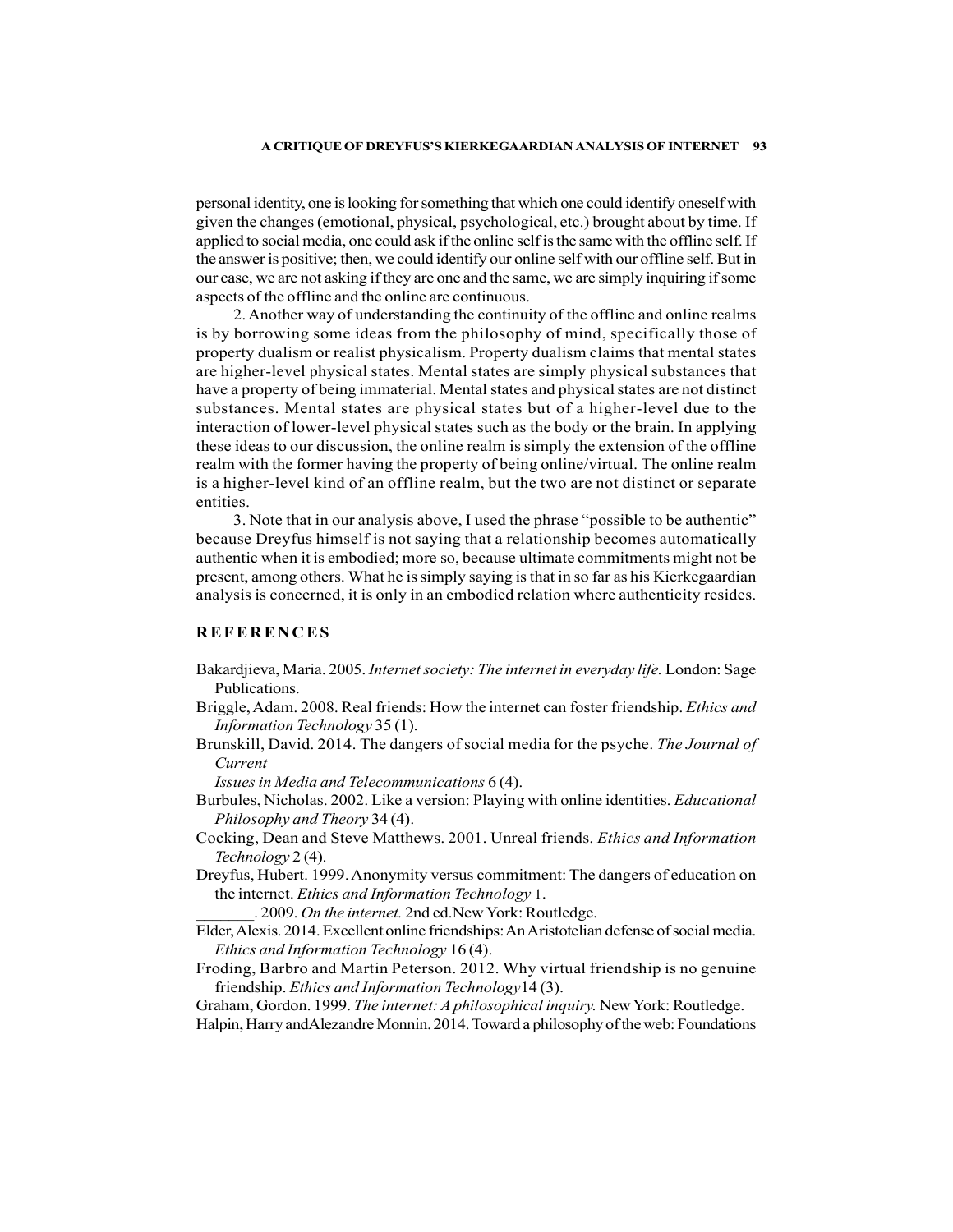personal identity, one is looking for something that which one could identify oneself with given the changes (emotional, physical, psychological, etc.) brought about by time. If applied to social media, one could ask if the online self is the same with the offline self. If the answer is positive; then, we could identify our online self with our offline self. But in our case, we are not asking if they are one and the same, we are simply inquiring if some aspects of the offline and the online are continuous.

2. Another way of understanding the continuity of the offline and online realms is by borrowing some ideas from the philosophy of mind, specifically those of property dualism or realist physicalism. Property dualism claims that mental states are higher-level physical states. Mental states are simply physical substances that have a property of being immaterial. Mental states and physical states are not distinct substances. Mental states are physical states but of a higher-level due to the interaction of lower-level physical states such as the body or the brain. In applying these ideas to our discussion, the online realm is simply the extension of the offline realm with the former having the property of being online/virtual. The online realm is a higher-level kind of an offline realm, but the two are not distinct or separate entities.

3. Note that in our analysis above, I used the phrase "possible to be authentic" because Dreyfus himself is not saying that a relationship becomes automatically authentic when it is embodied; more so, because ultimate commitments might not be present, among others. What he is simply saying is that in so far as his Kierkegaardian analysis is concerned, it is only in an embodied relation where authenticity resides.

## REFERENCES

Bakardjieva, Maria. 2005. *Internet society: The internet in everyday life.* London: Sage Publications.

Briggle, Adam. 2008. Real friends: How the internet can foster friendship. *Ethics and Information Technology* 35 (1).

Brunskill, David. 2014. The dangers of social media for the psyche. *The Journal of Current Issues in Media and Telecommunications* 6 (4).

Burbules, Nicholas. 2002. Like a version: Playing with online identities. *Educational Philosophy and Theory* 34 (4).

Cocking, Dean and Steve Matthews. 2001. Unreal friends. *Ethics and Information Technology* 2 (4).

Dreyfus, Hubert. 1999. Anonymity versus commitment: The dangers of education on the internet. *Ethics and Information Technology* 1.

_______. 2009. *On the internet.* 2nd ed. New York: Routledge.

Elder, Alexis. 2014. Excellent online friendships: An Aristotelian defense of social media. *Ethics and Information Technology* 16 (4).

Froding, Barbro and Martin Peterson. 2012. Why virtual friendship is no genuine friendship. *Ethics and Information Technology* 14 (3).

Graham, Gordon. 1999. *The internet: A philosophical inquiry.* New York: Routledge.

Halpin, Harry and Alexandre Monnin. 2014. Toward a philosophy of the web: Foundations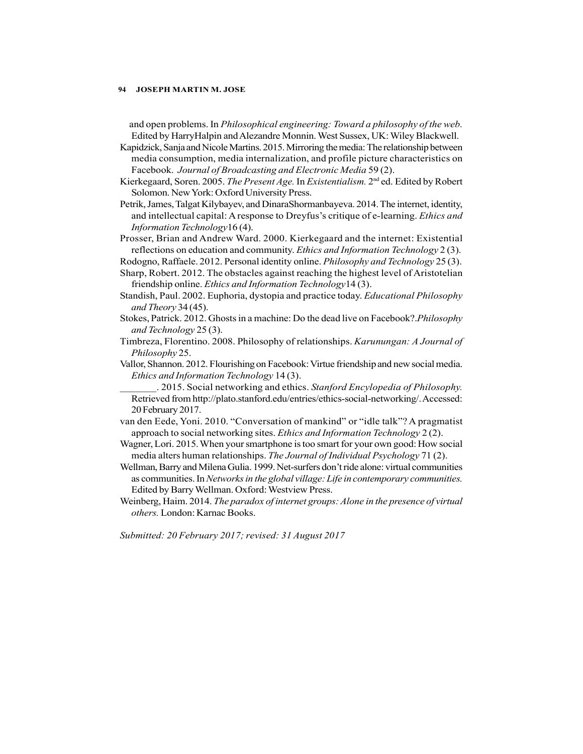and open problems. In *Philosophical engineering: Toward a philosophy of the web.* Edited by HarryHalpin and Alezandre Monnin. West Sussex, UK: Wiley Blackwell.

Kapidzick, Sanja and Nicole Martins. 2015. Mirroring the media: The relationship between media consumption, media internalization, and profile picture characteristics on Facebook. *Journal of Broadcasting and Electronic Media* 59 (2).

Kierkegaard, Soren. 2005. *The Present Age.* In *Existentialism.* 2nd ed. Edited by Robert Solomon. New York: Oxford University Press.

Petrik, James, Talgat Kilybayev, and DinaraShormanbayeva. 2014. The internet, identity, and intellectual capital: A response to Dreyfus's critique of e-learning. *Ethics and Information Technology*16 (4).

Prosser, Brian and Andrew Ward. 2000. Kierkegaard and the internet: Existential reflections on education and community. *Ethics and Information Technology* 2 (3).

Rodogno, Raffaele. 2012. Personal identity online. *Philosophy and Technology* 25 (3).

Sharp, Robert. 2012. The obstacles against reaching the highest level of Aristotelian friendship online. *Ethics and Information Technology*14 (3).

Standish, Paul. 2002. Euphoria, dystopia and practice today. *Educational Philosophy and Theory* 34 (45).

Stokes, Patrick. 2012. Ghosts in a machine: Do the dead live on Facebook?.*Philosophy and Technology* 25 (3).

Timbreza, Florentino. 2008. Philosophy of relationships. *Karunungan: A Journal of Philosophy* 25.

Vallor, Shannon. 2012. Flourishing on Facebook: Virtue friendship and new social media. *Ethics and Information Technology* 14 (3).

_______. 2015. Social networking and ethics. *Stanford Encylopedia of Philosophy.* Retrieved from http://plato.stanford.edu/entries/ethics-social-networking/. Accessed: 20 February 2017.

van den Eede, Yoni. 2010. "Conversation of mankind" or "idle talk"? A pragmatist approach to social networking sites. *Ethics and Information Technology* 2 (2).

Wagner, Lori. 2015. When your smartphone is too smart for your own good: How social media alters human relationships. *The Journal of Individual Psychology* 71 (2).

Wellman, Barry and Milena Gulia. 1999. Net-surfers don't ride alone: virtual communities as communities. In *Networks in the global village: Life in contemporary communities.* Edited by Barry Wellman. Oxford: Westview Press.

Weinberg, Haim. 2014. *The paradox of internet groups: Alone in the presence of virtual others.* London: Karnac Books.

*Submitted: 20 February 2017; revised: 31 August 2017*